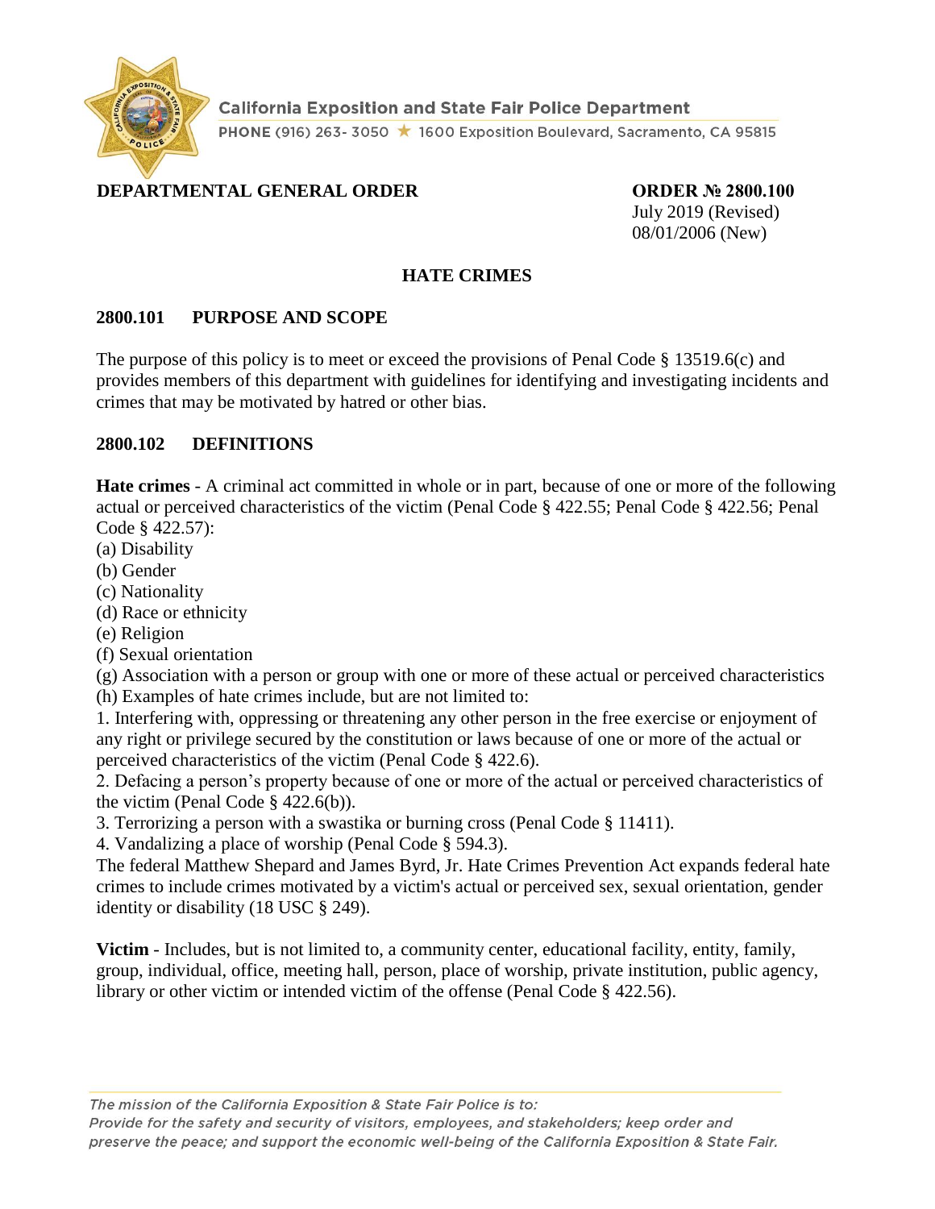California Exposition and State Fair Police Department

PHONE (916) 263- 3050 ★ 1600 Exposition Boulevard, Sacramento, CA 95815

**DEPARTMENTAL GENERAL ORDER** **ORDER № 2800.100**

July 2019 (Revised)
08/01/2006 (New)

# HATE CRIMES

## 2800.101 PURPOSE AND SCOPE

The purpose of this policy is to meet or exceed the provisions of Penal Code § 13519.6(c) and provides members of this department with guidelines for identifying and investigating incidents and crimes that may be motivated by hatred or other bias.

## 2800.102 DEFINITIONS

**Hate crimes** - A criminal act committed in whole or in part, because of one or more of the following actual or perceived characteristics of the victim (Penal Code § 422.55; Penal Code § 422.56; Penal Code § 422.57):

(a) Disability
(b) Gender
(c) Nationality
(d) Race or ethnicity
(e) Religion
(f) Sexual orientation
(g) Association with a person or group with one or more of these actual or perceived characteristics
(h) Examples of hate crimes include, but are not limited to:

1. Interfering with, oppressing or threatening any other person in the free exercise or enjoyment of any right or privilege secured by the constitution or laws because of one or more of the actual or perceived characteristics of the victim (Penal Code § 422.6).
2. Defacing a person's property because of one or more of the actual or perceived characteristics of the victim (Penal Code § 422.6(b)).
3. Terrorizing a person with a swastika or burning cross (Penal Code § 11411).
4. Vandalizing a place of worship (Penal Code § 594.3).

The federal Matthew Shepard and James Byrd, Jr. Hate Crimes Prevention Act expands federal hate crimes to include crimes motivated by a victim's actual or perceived sex, sexual orientation, gender identity or disability (18 USC § 249).

**Victim** - Includes, but is not limited to, a community center, educational facility, entity, family, group, individual, office, meeting hall, person, place of worship, private institution, public agency, library or other victim or intended victim of the offense (Penal Code § 422.56).

*The mission of the California Exposition & State Fair Police is to:*
*Provide for the safety and security of visitors, employees, and stakeholders; keep order and preserve the peace; and support the economic well-being of the California Exposition & State Fair.*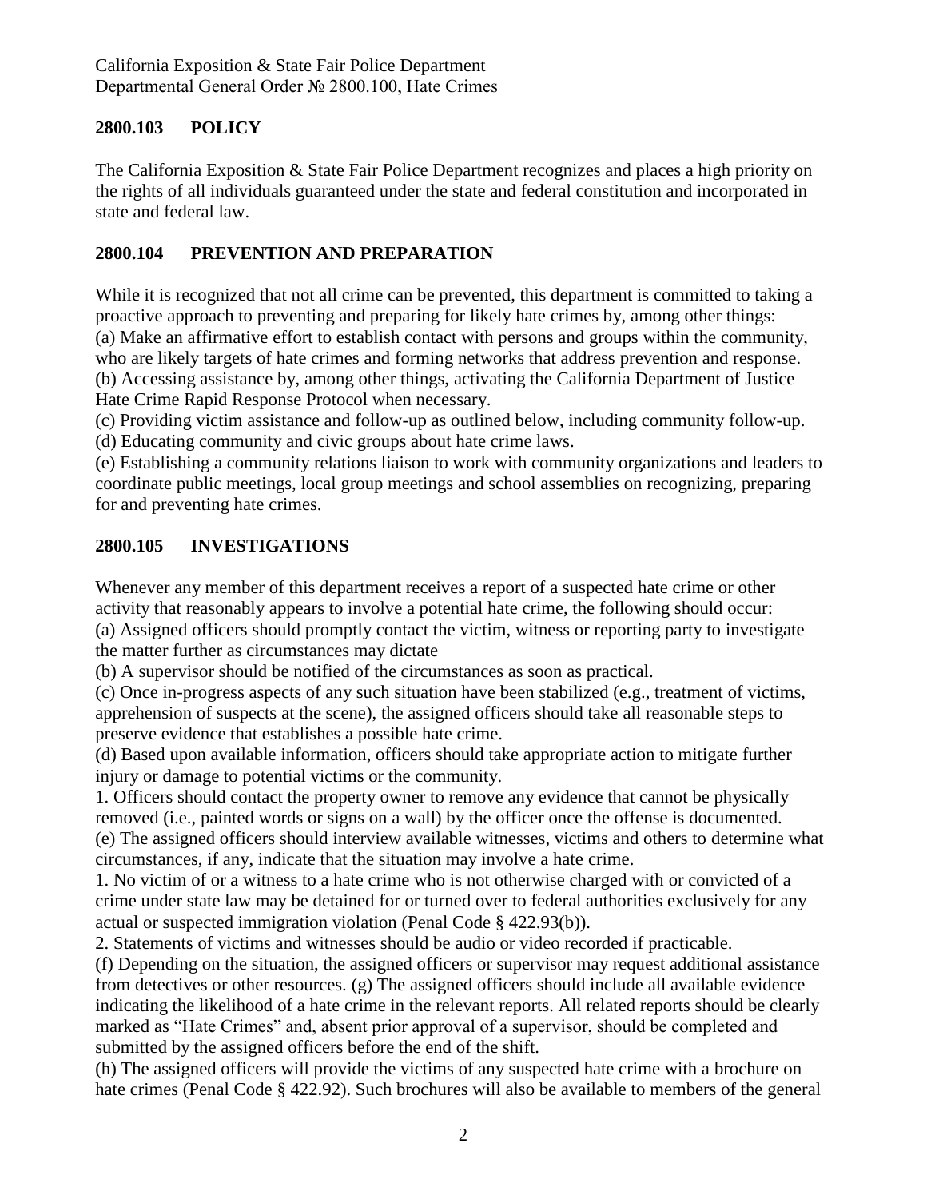## 2800.103 POLICY

The California Exposition & State Fair Police Department recognizes and places a high priority on the rights of all individuals guaranteed under the state and federal constitution and incorporated in state and federal law.

## 2800.104 PREVENTION AND PREPARATION

While it is recognized that not all crime can be prevented, this department is committed to taking a proactive approach to preventing and preparing for likely hate crimes by, among other things:

(a) Make an affirmative effort to establish contact with persons and groups within the community, who are likely targets of hate crimes and forming networks that address prevention and response.

(b) Accessing assistance by, among other things, activating the California Department of Justice Hate Crime Rapid Response Protocol when necessary.

(c) Providing victim assistance and follow-up as outlined below, including community follow-up.

(d) Educating community and civic groups about hate crime laws.

(e) Establishing a community relations liaison to work with community organizations and leaders to coordinate public meetings, local group meetings and school assemblies on recognizing, preparing for and preventing hate crimes.

## 2800.105 INVESTIGATIONS

Whenever any member of this department receives a report of a suspected hate crime or other activity that reasonably appears to involve a potential hate crime, the following should occur:

(a) Assigned officers should promptly contact the victim, witness or reporting party to investigate the matter further as circumstances may dictate

(b) A supervisor should be notified of the circumstances as soon as practical.

(c) Once in-progress aspects of any such situation have been stabilized (e.g., treatment of victims, apprehension of suspects at the scene), the assigned officers should take all reasonable steps to preserve evidence that establishes a possible hate crime.

(d) Based upon available information, officers should take appropriate action to mitigate further injury or damage to potential victims or the community.

1. Officers should contact the property owner to remove any evidence that cannot be physically removed (i.e., painted words or signs on a wall) by the officer once the offense is documented.

(e) The assigned officers should interview available witnesses, victims and others to determine what circumstances, if any, indicate that the situation may involve a hate crime.

1. No victim of or a witness to a hate crime who is not otherwise charged with or convicted of a crime under state law may be detained for or turned over to federal authorities exclusively for any actual or suspected immigration violation (Penal Code § 422.93(b)).

2. Statements of victims and witnesses should be audio or video recorded if practicable.

(f) Depending on the situation, the assigned officers or supervisor may request additional assistance from detectives or other resources. (g) The assigned officers should include all available evidence indicating the likelihood of a hate crime in the relevant reports. All related reports should be clearly marked as "Hate Crimes" and, absent prior approval of a supervisor, should be completed and submitted by the assigned officers before the end of the shift.

(h) The assigned officers will provide the victims of any suspected hate crime with a brochure on hate crimes (Penal Code § 422.92). Such brochures will also be available to members of the general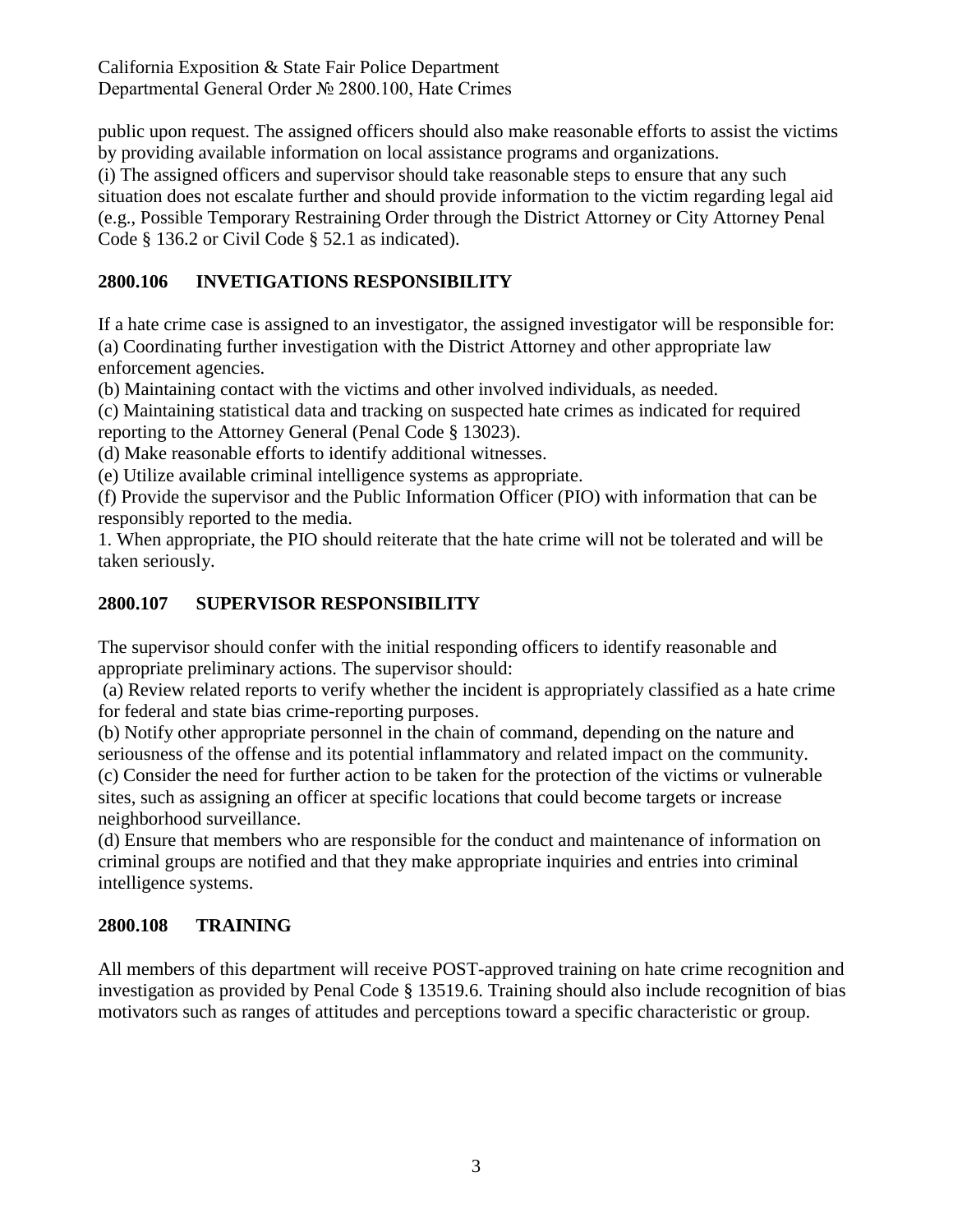public upon request. The assigned officers should also make reasonable efforts to assist the victims by providing available information on local assistance programs and organizations.

(i) The assigned officers and supervisor should take reasonable steps to ensure that any such situation does not escalate further and should provide information to the victim regarding legal aid (e.g., Possible Temporary Restraining Order through the District Attorney or City Attorney Penal Code § 136.2 or Civil Code § 52.1 as indicated).

## 2800.106 INVETIGATIONS RESPONSIBILITY

If a hate crime case is assigned to an investigator, the assigned investigator will be responsible for:

(a) Coordinating further investigation with the District Attorney and other appropriate law enforcement agencies.

(b) Maintaining contact with the victims and other involved individuals, as needed.

(c) Maintaining statistical data and tracking on suspected hate crimes as indicated for required reporting to the Attorney General (Penal Code § 13023).

(d) Make reasonable efforts to identify additional witnesses.

(e) Utilize available criminal intelligence systems as appropriate.

(f) Provide the supervisor and the Public Information Officer (PIO) with information that can be responsibly reported to the media.

1. When appropriate, the PIO should reiterate that the hate crime will not be tolerated and will be taken seriously.

## 2800.107 SUPERVISOR RESPONSIBILITY

The supervisor should confer with the initial responding officers to identify reasonable and appropriate preliminary actions. The supervisor should:

(a) Review related reports to verify whether the incident is appropriately classified as a hate crime for federal and state bias crime-reporting purposes.

(b) Notify other appropriate personnel in the chain of command, depending on the nature and seriousness of the offense and its potential inflammatory and related impact on the community.

(c) Consider the need for further action to be taken for the protection of the victims or vulnerable sites, such as assigning an officer at specific locations that could become targets or increase neighborhood surveillance.

(d) Ensure that members who are responsible for the conduct and maintenance of information on criminal groups are notified and that they make appropriate inquiries and entries into criminal intelligence systems.

## 2800.108 TRAINING

All members of this department will receive POST-approved training on hate crime recognition and investigation as provided by Penal Code § 13519.6. Training should also include recognition of bias motivators such as ranges of attitudes and perceptions toward a specific characteristic or group.